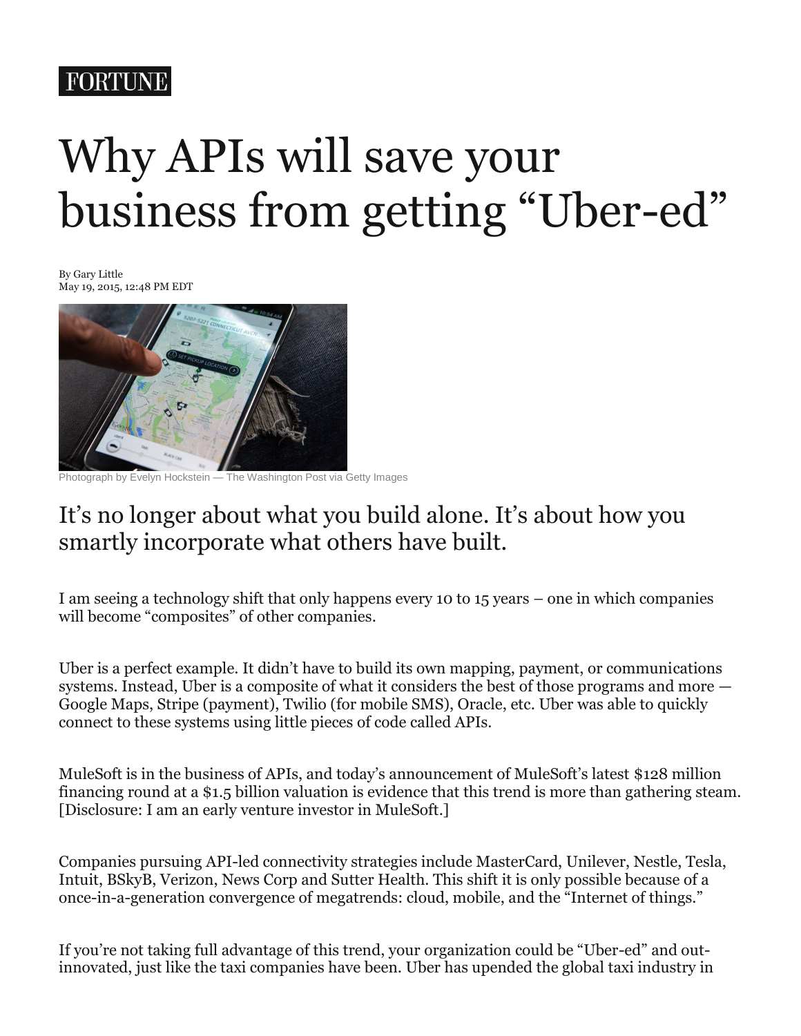FORTUNE

# Why APIs will save your business from getting "Uber-ed"

By Gary Little
May 19, 2015, 12:48 PM EDT

Photograph by Evelyn Hockstein — The Washington Post via Getty Images

## It's no longer about what you build alone. It's about how you smartly incorporate what others have built.

I am seeing a technology shift that only happens every 10 to 15 years – one in which companies will become "composites" of other companies.

Uber is a perfect example. It didn't have to build its own mapping, payment, or communications systems. Instead, Uber is a composite of what it considers the best of those programs and more — Google Maps, Stripe (payment), Twilio (for mobile SMS), Oracle, etc. Uber was able to quickly connect to these systems using little pieces of code called APIs.

MuleSoft is in the business of APIs, and today's announcement of MuleSoft's latest $128 million financing round at a $1.5 billion valuation is evidence that this trend is more than gathering steam. [Disclosure: I am an early venture investor in MuleSoft.]

Companies pursuing API-led connectivity strategies include MasterCard, Unilever, Nestle, Tesla, Intuit, BSkyB, Verizon, News Corp and Sutter Health. This shift it is only possible because of a once-in-a-generation convergence of megatrends: cloud, mobile, and the "Internet of things."

If you're not taking full advantage of this trend, your organization could be "Uber-ed" and out-innovated, just like the taxi companies have been. Uber has upended the global taxi industry in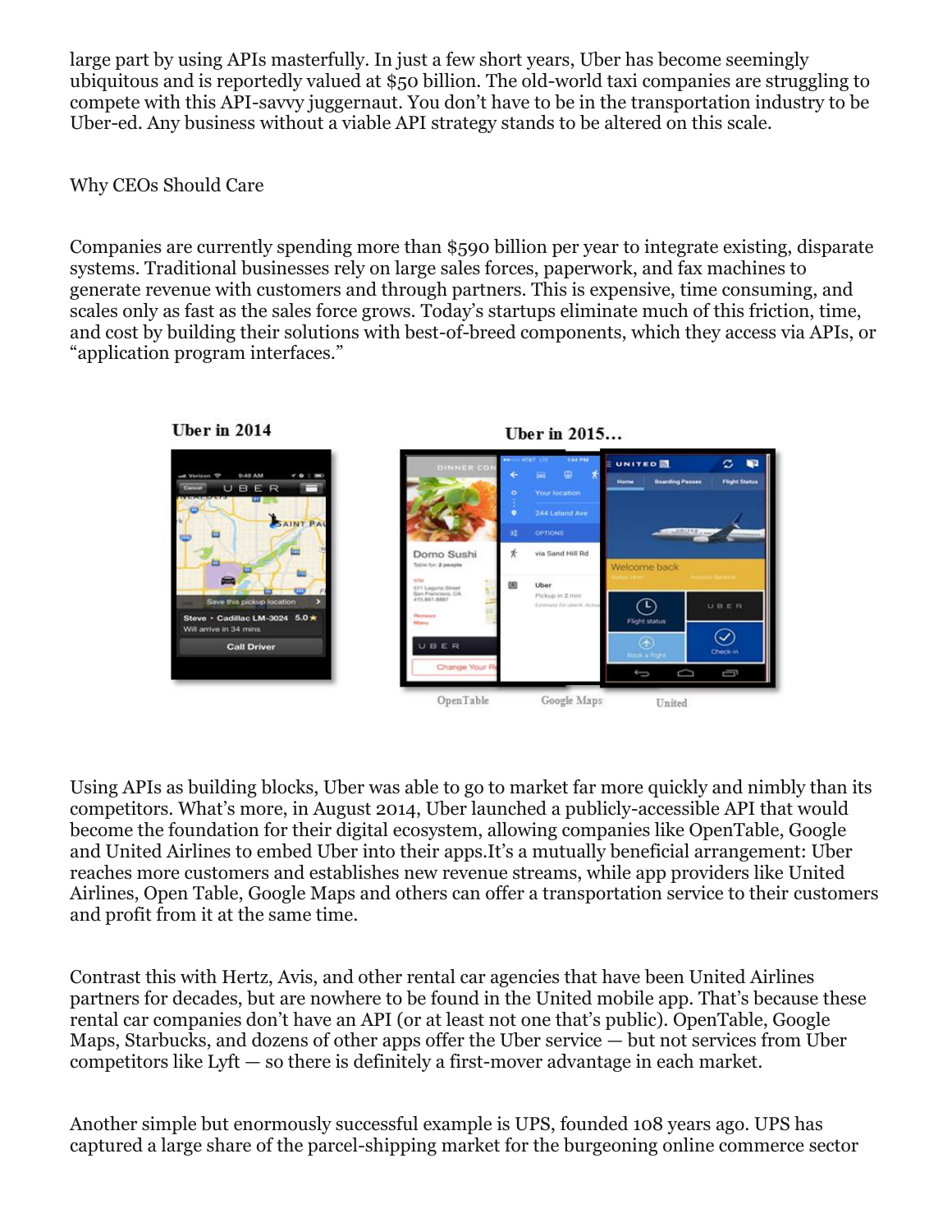large part by using APIs masterfully. In just a few short years, Uber has become seemingly ubiquitous and is reportedly valued at $50 billion. The old-world taxi companies are struggling to compete with this API-savvy juggernaut. You don't have to be in the transportation industry to be Uber-ed. Any business without a viable API strategy stands to be altered on this scale.

## Why CEOs Should Care

Companies are currently spending more than $590 billion per year to integrate existing, disparate systems. Traditional businesses rely on large sales forces, paperwork, and fax machines to generate revenue with customers and through partners. This is expensive, time consuming, and scales only as fast as the sales force grows. Today's startups eliminate much of this friction, time, and cost by building their solutions with best-of-breed components, which they access via APIs, or "application program interfaces."

Uber in 2014

Uber in 2015…

OpenTable Google Maps United

Using APIs as building blocks, Uber was able to go to market far more quickly and nimbly than its competitors. What's more, in August 2014, Uber launched a publicly-accessible API that would become the foundation for their digital ecosystem, allowing companies like OpenTable, Google and United Airlines to embed Uber into their apps.It's a mutually beneficial arrangement: Uber reaches more customers and establishes new revenue streams, while app providers like United Airlines, Open Table, Google Maps and others can offer a transportation service to their customers and profit from it at the same time.

Contrast this with Hertz, Avis, and other rental car agencies that have been United Airlines partners for decades, but are nowhere to be found in the United mobile app. That's because these rental car companies don't have an API (or at least not one that's public). OpenTable, Google Maps, Starbucks, and dozens of other apps offer the Uber service — but not services from Uber competitors like Lyft — so there is definitely a first-mover advantage in each market.

Another simple but enormously successful example is UPS, founded 108 years ago. UPS has captured a large share of the parcel-shipping market for the burgeoning online commerce sector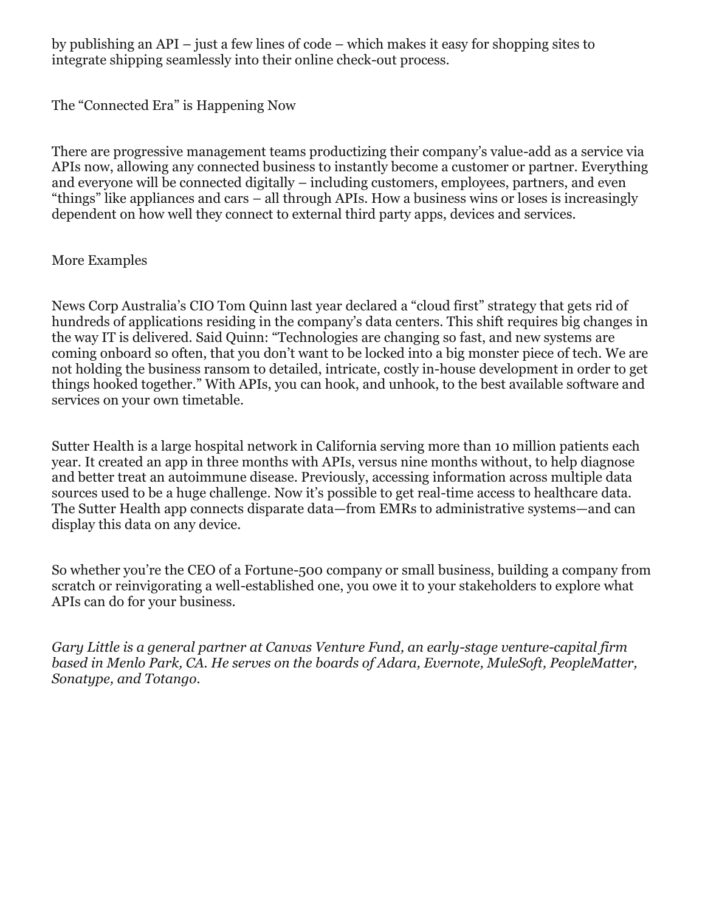by publishing an API – just a few lines of code – which makes it easy for shopping sites to integrate shipping seamlessly into their online check-out process.

## The "Connected Era" is Happening Now

There are progressive management teams productizing their company's value-add as a service via APIs now, allowing any connected business to instantly become a customer or partner. Everything and everyone will be connected digitally – including customers, employees, partners, and even "things" like appliances and cars – all through APIs. How a business wins or loses is increasingly dependent on how well they connect to external third party apps, devices and services.

## More Examples

News Corp Australia's CIO Tom Quinn last year declared a "cloud first" strategy that gets rid of hundreds of applications residing in the company's data centers. This shift requires big changes in the way IT is delivered. Said Quinn: "Technologies are changing so fast, and new systems are coming onboard so often, that you don't want to be locked into a big monster piece of tech. We are not holding the business ransom to detailed, intricate, costly in-house development in order to get things hooked together." With APIs, you can hook, and unhook, to the best available software and services on your own timetable.

Sutter Health is a large hospital network in California serving more than 10 million patients each year. It created an app in three months with APIs, versus nine months without, to help diagnose and better treat an autoimmune disease. Previously, accessing information across multiple data sources used to be a huge challenge. Now it's possible to get real-time access to healthcare data. The Sutter Health app connects disparate data—from EMRs to administrative systems—and can display this data on any device.

So whether you're the CEO of a Fortune-500 company or small business, building a company from scratch or reinvigorating a well-established one, you owe it to your stakeholders to explore what APIs can do for your business.

*Gary Little is a general partner at Canvas Venture Fund, an early-stage venture-capital firm based in Menlo Park, CA. He serves on the boards of Adara, Evernote, MuleSoft, PeopleMatter, Sonatype, and Totango.*